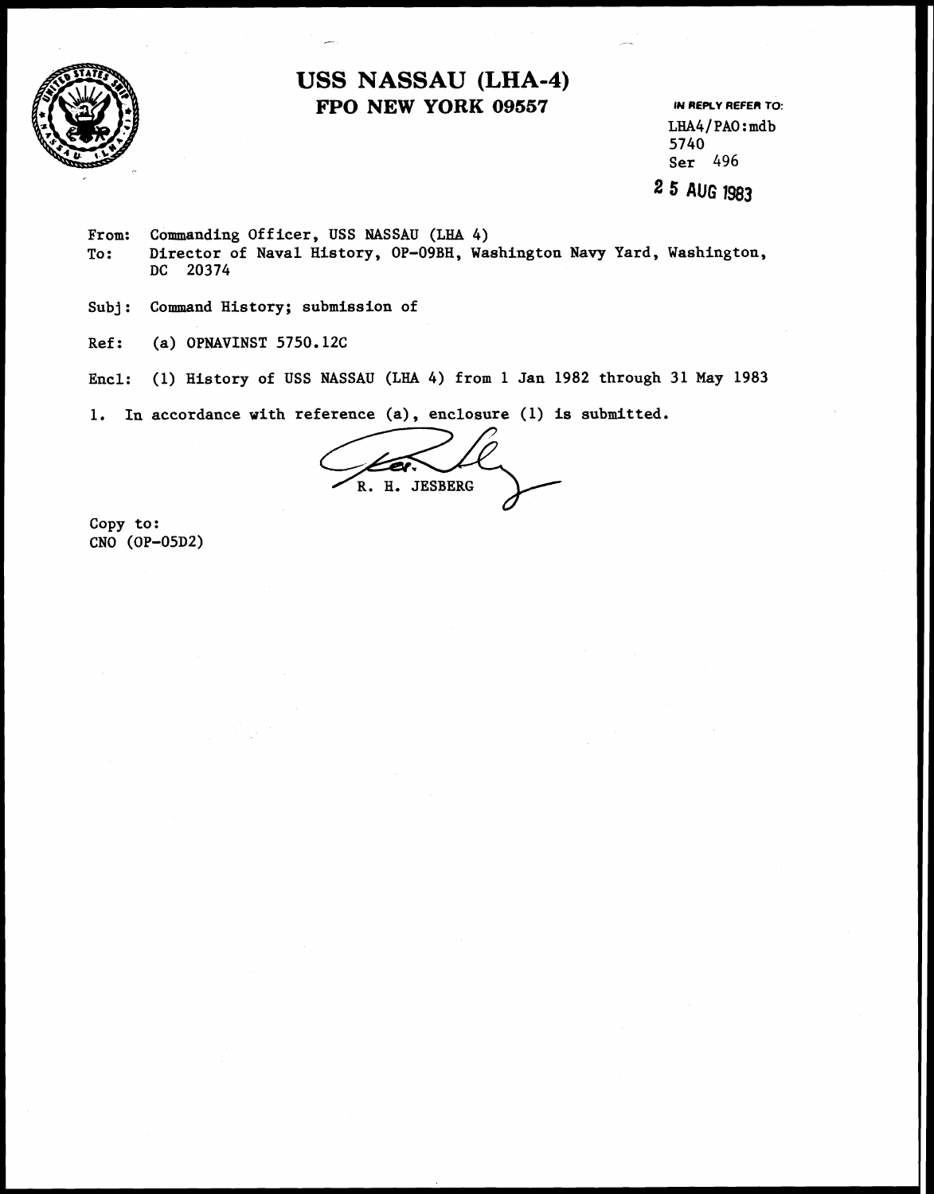# USS NASSAU (LHA-4)
## FPO NEW YORK 09557

IN REPLY REFER TO:
LHA4/PAO:mdb
5740
Ser 496

25 AUG 1983

From: Commanding Officer, USS NASSAU (LHA 4)
To: Director of Naval History, OP-09BH, Washington Navy Yard, Washington, DC 20374

Subj: Command History; submission of

Ref: (a) OPNAVINST 5750.12C

Encl: (1) History of USS NASSAU (LHA 4) from 1 Jan 1982 through 31 May 1983

1. In accordance with reference (a), enclosure (1) is submitted.

R. H. JESBERG

Copy to:
CNO (OP-05D2)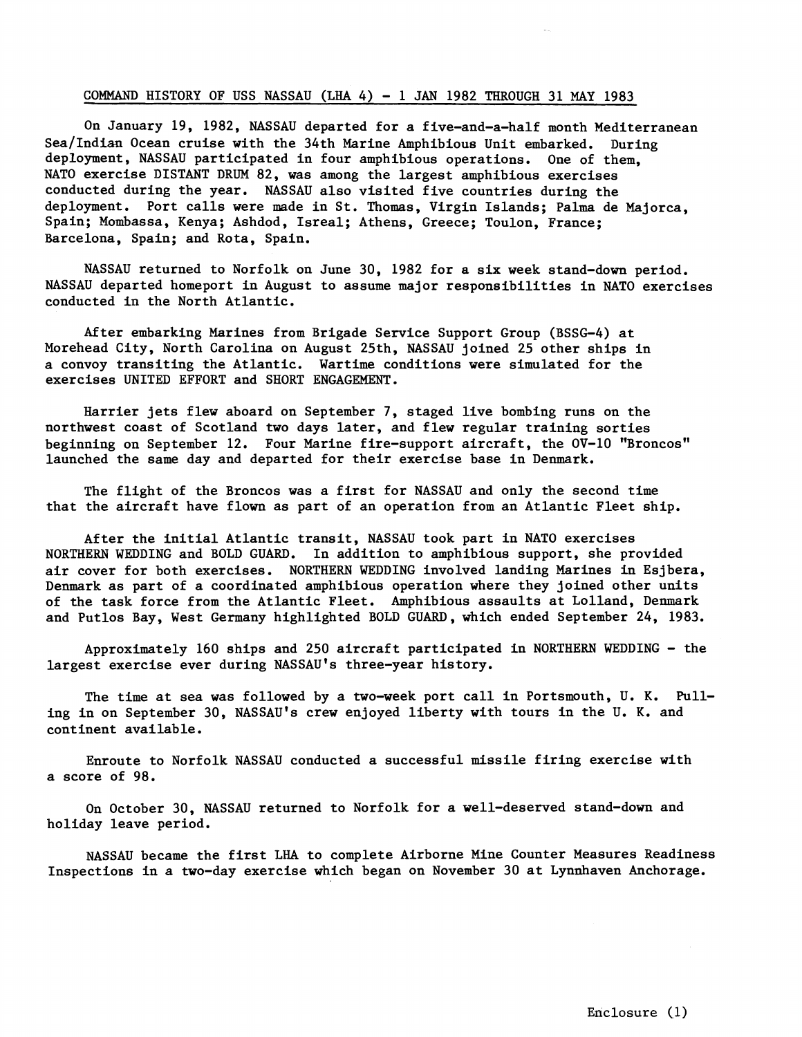COMMAND HISTORY OF USS NASSAU (LHA 4) - 1 JAN 1982 THROUGH 31 MAY 1983

On January 19, 1982, NASSAU departed for a five-and-a-half month Mediterranean Sea/Indian Ocean cruise with the 34th Marine Amphibious Unit embarked. During deployment, NASSAU participated in four amphibious operations. One of them, NATO exercise DISTANT DRUM 82, was among the largest amphibious exercises conducted during the year. NASSAU also visited five countries during the deployment. Port calls were made in St. Thomas, Virgin Islands; Palma de Majorca, Spain; Mombassa, Kenya; Ashdod, Isreal; Athens, Greece; Toulon, France; Barcelona, Spain; and Rota, Spain.

NASSAU returned to Norfolk on June 30, 1982 for a six week stand-down period. NASSAU departed homeport in August to assume major responsibilities in NATO exercises conducted in the North Atlantic.

After embarking Marines from Brigade Service Support Group (BSSG-4) at Morehead City, North Carolina on August 25th, NASSAU joined 25 other ships in a convoy transiting the Atlantic. Wartime conditions were simulated for the exercises UNITED EFFORT and SHORT ENGAGEMENT.

Harrier jets flew aboard on September 7, staged live bombing runs on the northwest coast of Scotland two days later, and flew regular training sorties beginning on September 12. Four Marine fire-support aircraft, the OV-10 "Broncos" launched the same day and departed for their exercise base in Denmark.

The flight of the Broncos was a first for NASSAU and only the second time that the aircraft have flown as part of an operation from an Atlantic Fleet ship.

After the initial Atlantic transit, NASSAU took part in NATO exercises NORTHERN WEDDING and BOLD GUARD. In addition to amphibious support, she provided air cover for both exercises. NORTHERN WEDDING involved landing Marines in Esjbera, Denmark as part of a coordinated amphibious operation where they joined other units of the task force from the Atlantic Fleet. Amphibious assaults at Lolland, Denmark and Putlos Bay, West Germany highlighted BOLD GUARD, which ended September 24, 1983.

Approximately 160 ships and 250 aircraft participated in NORTHERN WEDDING - the largest exercise ever during NASSAU's three-year history.

The time at sea was followed by a two-week port call in Portsmouth, U. K. Pulling in on September 30, NASSAU's crew enjoyed liberty with tours in the U. K. and continent available.

Enroute to Norfolk NASSAU conducted a successful missile firing exercise with a score of 98.

On October 30, NASSAU returned to Norfolk for a well-deserved stand-down and holiday leave period.

NASSAU became the first LHA to complete Airborne Mine Counter Measures Readiness Inspections in a two-day exercise which began on November 30 at Lynnhaven Anchorage.

Enclosure (1)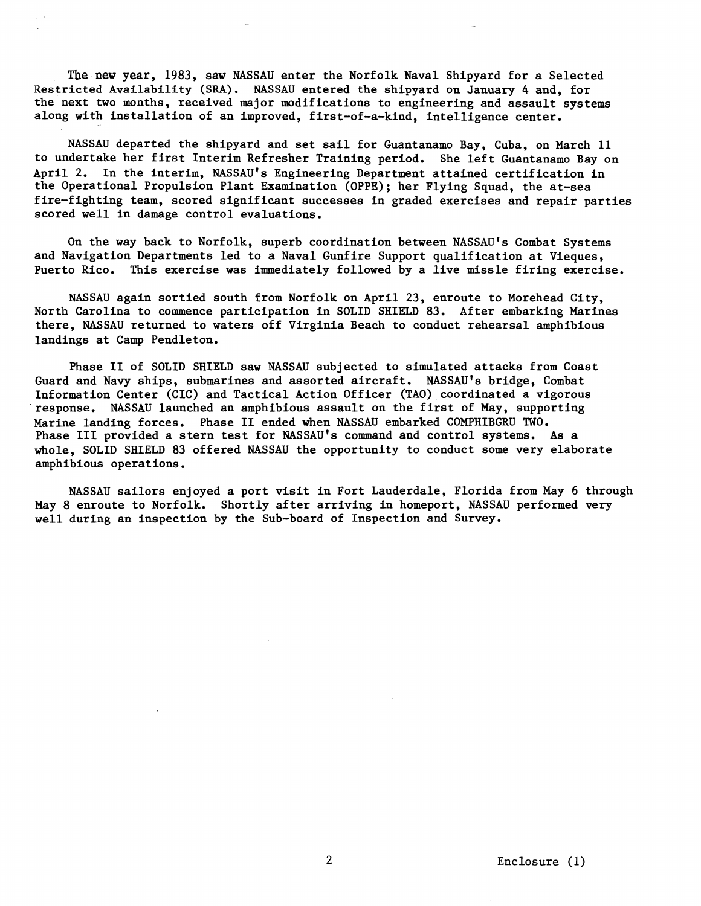The new year, 1983, saw NASSAU enter the Norfolk Naval Shipyard for a Selected Restricted Availability (SRA). NASSAU entered the shipyard on January 4 and, for the next two months, received major modifications to engineering and assault systems along with installation of an improved, first-of-a-kind, intelligence center.

NASSAU departed the shipyard and set sail for Guantanamo Bay, Cuba, on March 11 to undertake her first Interim Refresher Training period. She left Guantanamo Bay on April 2. In the interim, NASSAU's Engineering Department attained certification in the Operational Propulsion Plant Examination (OPPE); her Flying Squad, the at-sea fire-fighting team, scored significant successes in graded exercises and repair parties scored well in damage control evaluations.

On the way back to Norfolk, superb coordination between NASSAU's Combat Systems and Navigation Departments led to a Naval Gunfire Support qualification at Vieques, Puerto Rico. This exercise was immediately followed by a live missle firing exercise.

NASSAU again sortied south from Norfolk on April 23, enroute to Morehead City, North Carolina to commence participation in SOLID SHIELD 83. After embarking Marines there, NASSAU returned to waters off Virginia Beach to conduct rehearsal amphibious landings at Camp Pendleton.

Phase II of SOLID SHIELD saw NASSAU subjected to simulated attacks from Coast Guard and Navy ships, submarines and assorted aircraft. NASSAU's bridge, Combat Information Center (CIC) and Tactical Action Officer (TAO) coordinated a vigorous response. NASSAU launched an amphibious assault on the first of May, supporting Marine landing forces. Phase II ended when NASSAU embarked COMPHIBGRU TWO. Phase III provided a stern test for NASSAU's command and control systems. As a whole, SOLID SHIELD 83 offered NASSAU the opportunity to conduct some very elaborate amphibious operations.

NASSAU sailors enjoyed a port visit in Fort Lauderdale, Florida from May 6 through May 8 enroute to Norfolk. Shortly after arriving in homeport, NASSAU performed very well during an inspection by the Sub-board of Inspection and Survey.

Enclosure (1)